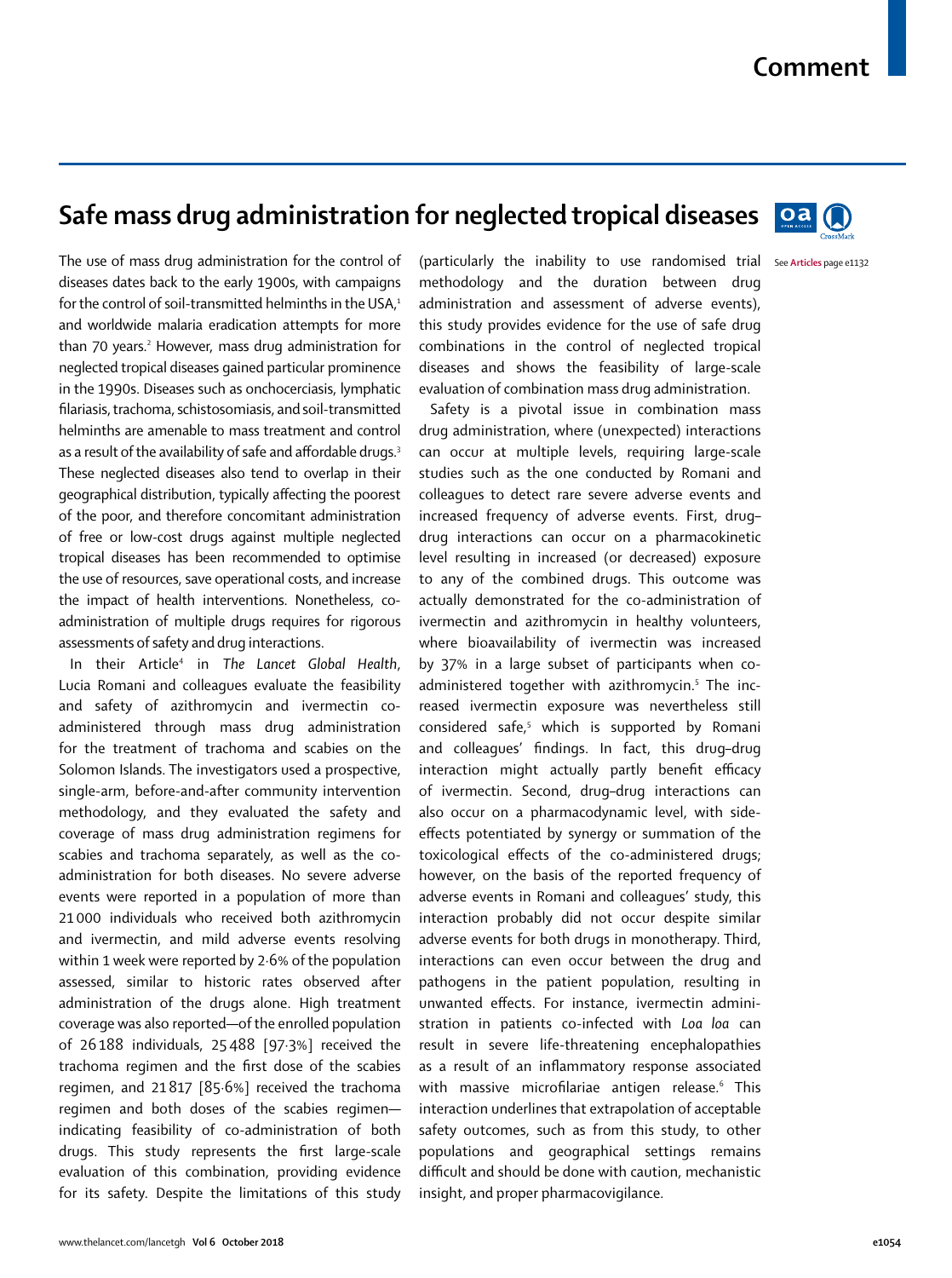# Safe mass drug administration for neglected tropical diseases

The use of mass drug administration for the control of diseases dates back to the early 1900s, with campaigns for the control of soil-transmitted helminths in the USA,[1] and worldwide malaria eradication attempts for more than 70 years.[2] However, mass drug administration for neglected tropical diseases gained particular prominence in the 1990s. Diseases such as onchocerciasis, lymphatic filariasis, trachoma, schistosomiasis, and soil-transmitted helminths are amenable to mass treatment and control as a result of the availability of safe and affordable drugs.[3] These neglected diseases also tend to overlap in their geographical distribution, typically affecting the poorest of the poor, and therefore concomitant administration of free or low-cost drugs against multiple neglected tropical diseases has been recommended to optimise the use of resources, save operational costs, and increase the impact of health interventions. Nonetheless, co-administration of multiple drugs requires for rigorous assessments of safety and drug interactions.

In their Article[4] in *The Lancet Global Health*, Lucia Romani and colleagues evaluate the feasibility and safety of azithromycin and ivermectin co-administered through mass drug administration for the treatment of trachoma and scabies on the Solomon Islands. The investigators used a prospective, single-arm, before-and-after community intervention methodology, and they evaluated the safety and coverage of mass drug administration regimens for scabies and trachoma separately, as well as the co-administration for both diseases. No severe adverse events were reported in a population of more than 21 000 individuals who received both azithromycin and ivermectin, and mild adverse events resolving within 1 week were reported by 2·6% of the population assessed, similar to historic rates observed after administration of the drugs alone. High treatment coverage was also reported—of the enrolled population of 26 188 individuals, 25 488 [97·3%] received the trachoma regimen and the first dose of the scabies regimen, and 21 817 [85·6%] received the trachoma regimen and both doses of the scabies regimen—indicating feasibility of co-administration of both drugs. This study represents the first large-scale evaluation of this combination, providing evidence for its safety. Despite the limitations of this study (particularly the inability to use randomised trial methodology and the duration between drug administration and assessment of adverse events), this study provides evidence for the use of safe drug combinations in the control of neglected tropical diseases and shows the feasibility of large-scale evaluation of combination mass drug administration.

See **Articles** page e1132

Safety is a pivotal issue in combination mass drug administration, where (unexpected) interactions can occur at multiple levels, requiring large-scale studies such as the one conducted by Romani and colleagues to detect rare severe adverse events and increased frequency of adverse events. First, drug–drug interactions can occur on a pharmacokinetic level resulting in increased (or decreased) exposure to any of the combined drugs. This outcome was actually demonstrated for the co-administration of ivermectin and azithromycin in healthy volunteers, where bioavailability of ivermectin was increased by 37% in a large subset of participants when co-administered together with azithromycin.[5] The increased ivermectin exposure was nevertheless still considered safe,[5] which is supported by Romani and colleagues' findings. In fact, this drug–drug interaction might actually partly benefit efficacy of ivermectin. Second, drug–drug interactions can also occur on a pharmacodynamic level, with side-effects potentiated by synergy or summation of the toxicological effects of the co-administered drugs; however, on the basis of the reported frequency of adverse events in Romani and colleagues' study, this interaction probably did not occur despite similar adverse events for both drugs in monotherapy. Third, interactions can even occur between the drug and pathogens in the patient population, resulting in unwanted effects. For instance, ivermectin administration in patients co-infected with *Loa loa* can result in severe life-threatening encephalopathies as a result of an inflammatory response associated with massive microfilariae antigen release.[6] This interaction underlines that extrapolation of acceptable safety outcomes, such as from this study, to other populations and geographical settings remains difficult and should be done with caution, mechanistic insight, and proper pharmacovigilance.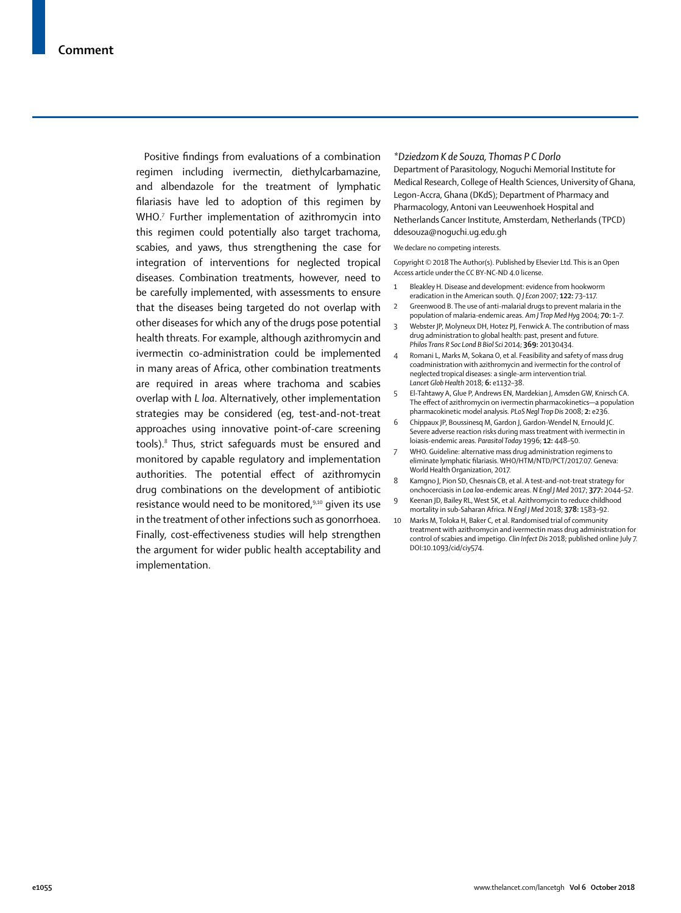Positive findings from evaluations of a combination regimen including ivermectin, diethylcarbamazine, and albendazole for the treatment of lymphatic filariasis have led to adoption of this regimen by WHO.[7] Further implementation of azithromycin into this regimen could potentially also target trachoma, scabies, and yaws, thus strengthening the case for integration of interventions for neglected tropical diseases. Combination treatments, however, need to be carefully implemented, with assessments to ensure that the diseases being targeted do not overlap with other diseases for which any of the drugs pose potential health threats. For example, although azithromycin and ivermectin co-administration could be implemented in many areas of Africa, other combination treatments are required in areas where trachoma and scabies overlap with *L loa*. Alternatively, other implementation strategies may be considered (eg, test-and-not-treat approaches using innovative point-of-care screening tools).[8] Thus, strict safeguards must be ensured and monitored by capable regulatory and implementation authorities. The potential effect of azithromycin drug combinations on the development of antibiotic resistance would need to be monitored,[9,10] given its use in the treatment of other infections such as gonorrhoea. Finally, cost-effectiveness studies will help strengthen the argument for wider public health acceptability and implementation.

*\*Dziedzom K de Souza, Thomas P C Dorlo*

Department of Parasitology, Noguchi Memorial Institute for Medical Research, College of Health Sciences, University of Ghana, Legon-Accra, Ghana (DKdS); Department of Pharmacy and Pharmacology, Antoni van Leeuwenhoek Hospital and Netherlands Cancer Institute, Amsterdam, Netherlands (TPCD)
ddesouza@noguchi.ug.edu.gh

We declare no competing interests.

Copyright © 2018 The Author(s). Published by Elsevier Ltd. This is an Open Access article under the CC BY-NC-ND 4.0 license.

1. Bleakley H. Disease and development: evidence from hookworm eradication in the American south. *Q J Econ* 2007; **122:** 73–117.
2. Greenwood B. The use of anti-malarial drugs to prevent malaria in the population of malaria-endemic areas. *Am J Trop Med Hyg* 2004; **70:** 1–7.
3. Webster JP, Molyneux DH, Hotez PJ, Fenwick A. The contribution of mass drug administration to global health: past, present and future. *Philos Trans R Soc Lond B Biol Sci* 2014; **369:** 20130434.
4. Romani L, Marks M, Sokana O, et al. Feasibility and safety of mass drug coadministration with azithromycin and ivermectin for the control of neglected tropical diseases: a single-arm intervention trial. *Lancet Glob Health* 2018; **6:** e1132–38.
5. El-Tahtawy A, Glue P, Andrews EN, Mardekian J, Amsden GW, Knirsch CA. The effect of azithromycin on ivermectin pharmacokinetics—a population pharmacokinetic model analysis. *PLoS Negl Trop Dis* 2008; **2:** e236.
6. Chippaux JP, Boussinesq M, Gardon J, Gardon-Wendel N, Ernould JC. Severe adverse reaction risks during mass treatment with ivermectin in loiasis-endemic areas. *Parasitol Today* 1996; **12:** 448–50.
7. WHO. Guideline: alternative mass drug administration regimens to eliminate lymphatic filariasis. WHO/HTM/NTD/PCT/2017.07. Geneva: World Health Organization, 2017.
8. Kamgno J, Pion SD, Chesnais CB, et al. A test-and-not-treat strategy for onchocerciasis in *Loa loa*-endemic areas. *N Engl J Med* 2017; **377:** 2044–52.
9. Keenan JD, Bailey RL, West SK, et al. Azithromycin to reduce childhood mortality in sub-Saharan Africa. *N Engl J Med* 2018; **378:** 1583–92.
10. Marks M, Toloka H, Baker C, et al. Randomised trial of community treatment with azithromycin and ivermectin mass drug administration for control of scabies and impetigo. *Clin Infect Dis* 2018; published online July 7. DOI:10.1093/cid/ciy574.